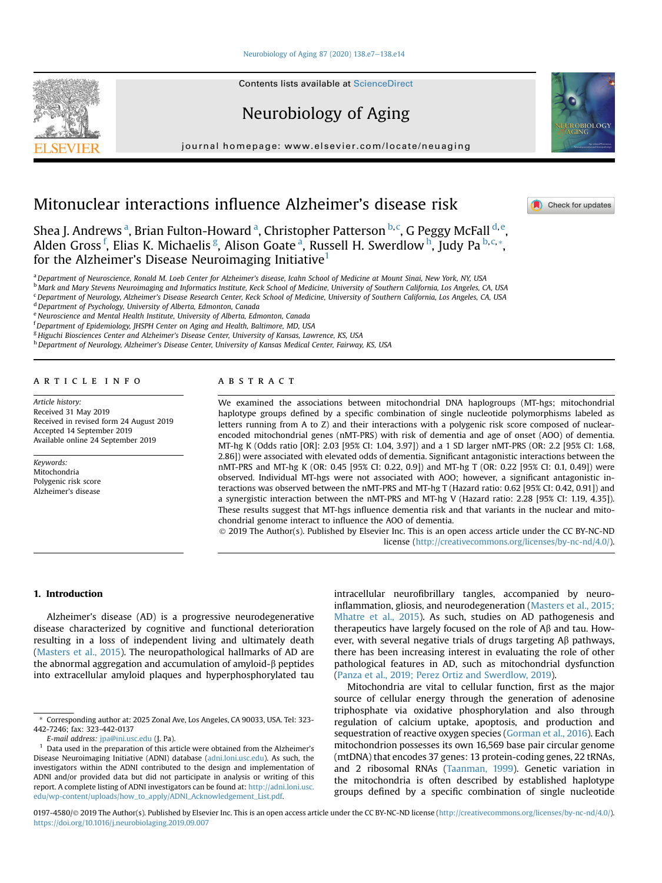# Mitonuclear interactions influence Alzheimer's disease risk

Shea J. Andrews [a], Brian Fulton-Howard [a], Christopher Patterson [b,c], G Peggy McFall [d,e], Alden Gross [f], Elias K. Michaelis [g], Alison Goate [a], Russell H. Swerdlow [h], Judy Pa [b,c,*], for the Alzheimer's Disease Neuroimaging Initiative [1]

[a] Department of Neuroscience, Ronald M. Loeb Center for Alzheimer's disease, Icahn School of Medicine at Mount Sinai, New York, NY, USA
[b] Mark and Mary Stevens Neuroimaging and Informatics Institute, Keck School of Medicine, University of Southern California, Los Angeles, CA, USA
[c] Department of Neurology, Alzheimer's Disease Research Center, Keck School of Medicine, University of Southern California, Los Angeles, CA, USA
[d] Department of Psychology, University of Alberta, Edmonton, Canada
[e] Neuroscience and Mental Health Institute, University of Alberta, Edmonton, Canada
[f] Department of Epidemiology, JHSPH Center on Aging and Health, Baltimore, MD, USA
[g] Higuchi Biosciences Center and Alzheimer's Disease Center, University of Kansas, Lawrence, KS, USA
[h] Department of Neurology, Alzheimer's Disease Center, University of Kansas Medical Center, Fairway, KS, USA

## ARTICLE INFO

*Article history:*
Received 31 May 2019
Received in revised form 24 August 2019
Accepted 14 September 2019
Available online 24 September 2019

*Keywords:*
Mitochondria
Polygenic risk score
Alzheimer's disease

## ABSTRACT

We examined the associations between mitochondrial DNA haplogroups (MT-hgs; mitochondrial haplotype groups defined by a specific combination of single nucleotide polymorphisms labeled as letters running from A to Z) and their interactions with a polygenic risk score composed of nuclear-encoded mitochondrial genes (nMT-PRS) with risk of dementia and age of onset (AOO) of dementia. MT-hg K (Odds ratio [OR]: 2.03 [95% CI: 1.04, 3.97]) and a 1 SD larger nMT-PRS (OR: 2.2 [95% CI: 1.68, 2.86]) were associated with elevated odds of dementia. Significant antagonistic interactions between the nMT-PRS and MT-hg K (OR: 0.45 [95% CI: 0.22, 0.9]) and MT-hg T (OR: 0.22 [95% CI: 0.1, 0.49]) were observed. Individual MT-hgs were not associated with AOO; however, a significant antagonistic interactions was observed between the nMT-PRS and MT-hg T (Hazard ratio: 0.62 [95% CI: 0.42, 0.91]) and a synergistic interaction between the nMT-PRS and MT-hg V (Hazard ratio: 2.28 [95% CI: 1.19, 4.35]). These results suggest that MT-hgs influence dementia risk and that variants in the nuclear and mitochondrial genome interact to influence the AOO of dementia.

© 2019 The Author(s). Published by Elsevier Inc. This is an open access article under the CC BY-NC-ND license (http://creativecommons.org/licenses/by-nc-nd/4.0/).

## 1. Introduction

Alzheimer's disease (AD) is a progressive neurodegenerative disease characterized by cognitive and functional deterioration resulting in a loss of independent living and ultimately death (Masters et al., 2015). The neuropathological hallmarks of AD are the abnormal aggregation and accumulation of amyloid-β peptides into extracellular amyloid plaques and hyperphosphorylated tau intracellular neurofibrillary tangles, accompanied by neuroinflammation, gliosis, and neurodegeneration (Masters et al., 2015; Mhatre et al., 2015). As such, studies on AD pathogenesis and therapeutics have largely focused on the role of Aβ and tau. However, with several negative trials of drugs targeting Aβ pathways, there has been increasing interest in evaluating the role of other pathological features in AD, such as mitochondrial dysfunction (Panza et al., 2019; Perez Ortiz and Swerdlow, 2019).

Mitochondria are vital to cellular function, first as the major source of cellular energy through the generation of adenosine triphosphate via oxidative phosphorylation and also through regulation of calcium uptake, apoptosis, and production and sequestration of reactive oxygen species (Gorman et al., 2016). Each mitochondrion possesses its own 16,569 base pair circular genome (mtDNA) that encodes 37 genes: 13 protein-coding genes, 22 tRNAs, and 2 ribosomal RNAs (Taanman, 1999). Genetic variation in the mitochondria is often described by established haplotype groups defined by a specific combination of single nucleotide

\* Corresponding author at: 2025 Zonal Ave, Los Angeles, CA 90033, USA. Tel: 323-442-7246; fax: 323-442-0137

*E-mail address:* jpa@ini.usc.edu (J. Pa).

[1] Data used in the preparation of this article were obtained from the Alzheimer's Disease Neuroimaging Initiative (ADNI) database (adni.loni.usc.edu). As such, the investigators within the ADNI contributed to the design and implementation of ADNI and/or provided data but did not participate in analysis or writing of this report. A complete listing of ADNI investigators can be found at: http://adni.loni.usc.edu/wp-content/uploads/how_to_apply/ADNI_Acknowledgement_List.pdf.

0197-4580/© 2019 The Author(s). Published by Elsevier Inc. This is an open access article under the CC BY-NC-ND license (http://creativecommons.org/licenses/by-nc-nd/4.0/).
https://doi.org/10.1016/j.neurobiolaging.2019.09.007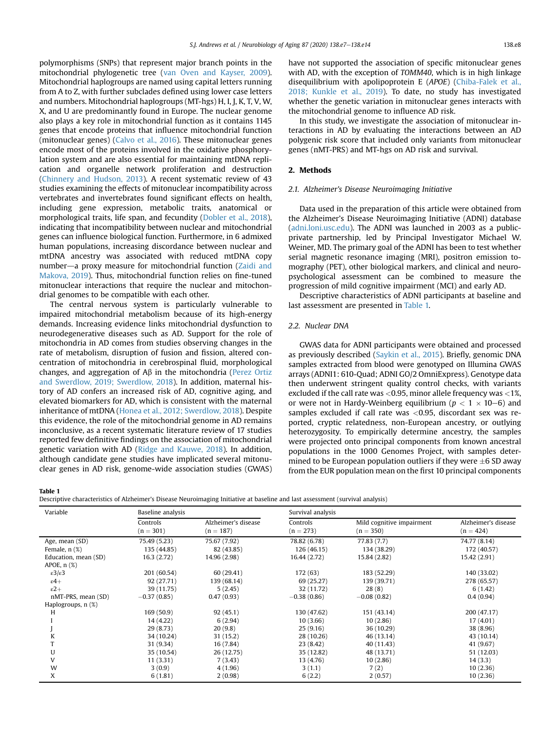polymorphisms (SNPs) that represent major branch points in the mitochondrial phylogenetic tree (van Oven and Kayser, 2009). Mitochondrial haplogroups are named using capital letters running from A to Z, with further subclades defined using lower case letters and numbers. Mitochondrial haplogroups (MT-hgs) H, I, J, K, T, V, W, X, and U are predominantly found in Europe. The nuclear genome also plays a key role in mitochondrial function as it contains 1145 genes that encode proteins that influence mitochondrial function (mitonuclear genes) (Calvo et al., 2016). These mitonuclear genes encode most of the proteins involved in the oxidative phosphorylation system and are also essential for maintaining mtDNA replication and organelle network proliferation and destruction (Chinnery and Hudson, 2013). A recent systematic review of 43 studies examining the effects of mitonuclear incompatibility across vertebrates and invertebrates found significant effects on health, including gene expression, metabolic traits, anatomical or morphological traits, life span, and fecundity (Dobler et al., 2018), indicating that incompatibility between nuclear and mitochondrial genes can influence biological function. Furthermore, in 6 admixed human populations, increasing discordance between nuclear and mtDNA ancestry was associated with reduced mtDNA copy number—a proxy measure for mitochondrial function (Zaidi and Makova, 2019). Thus, mitochondrial function relies on fine-tuned mitonuclear interactions that require the nuclear and mitochondrial genomes to be compatible with each other.

The central nervous system is particularly vulnerable to impaired mitochondrial metabolism because of its high-energy demands. Increasing evidence links mitochondrial dysfunction to neurodegenerative diseases such as AD. Support for the role of mitochondria in AD comes from studies observing changes in the rate of metabolism, disruption of fusion and fission, altered concentration of mitochondria in cerebrospinal fluid, morphological changes, and aggregation of Aβ in the mitochondria (Perez Ortiz and Swerdlow, 2019; Swerdlow, 2018). In addition, maternal history of AD confers an increased risk of AD, cognitive aging, and elevated biomarkers for AD, which is consistent with the maternal inheritance of mtDNA (Honea et al., 2012; Swerdlow, 2018). Despite this evidence, the role of the mitochondrial genome in AD remains inconclusive, as a recent systematic literature review of 17 studies reported few definitive findings on the association of mitochondrial genetic variation with AD (Ridge and Kauwe, 2018). In addition, although candidate gene studies have implicated several mitonuclear genes in AD risk, genome-wide association studies (GWAS) have not supported the association of specific mitonuclear genes with AD, with the exception of *TOMM40*, which is in high linkage disequilibrium with apolipoprotein E (*APOE*) (Chiba-Falek et al., 2018; Kunkle et al., 2019). To date, no study has investigated whether the genetic variation in mitonuclear genes interacts with the mitochondrial genome to influence AD risk.

In this study, we investigate the association of mitonuclear interactions in AD by evaluating the interactions between an AD polygenic risk score that included only variants from mitonuclear genes (nMT-PRS) and MT-hgs on AD risk and survival.

## 2. Methods

### 2.1. Alzheimer's Disease Neuroimaging Initiative

Data used in the preparation of this article were obtained from the Alzheimer's Disease Neuroimaging Initiative (ADNI) database (adni.loni.usc.edu). The ADNI was launched in 2003 as a public-private partnership, led by Principal Investigator Michael W. Weiner, MD. The primary goal of the ADNI has been to test whether serial magnetic resonance imaging (MRI), positron emission tomography (PET), other biological markers, and clinical and neuropsychological assessment can be combined to measure the progression of mild cognitive impairment (MCI) and early AD.

Descriptive characteristics of ADNI participants at baseline and last assessment are presented in Table 1.

### 2.2. Nuclear DNA

GWAS data for ADNI participants were obtained and processed as previously described (Saykin et al., 2015). Briefly, genomic DNA samples extracted from blood were genotyped on Illumina GWAS arrays (ADNI1: 610-Quad; ADNI GO/2 OmniExpress). Genotype data then underwent stringent quality control checks, with variants excluded if the call rate was <0.95, minor allele frequency was <1%, or were not in Hardy-Weinberg equilibrium ($p < 1 \times 10{-}6$) and samples excluded if call rate was <0.95, discordant sex was reported, cryptic relatedness, non-European ancestry, or outlying heterozygosity. To empirically determine ancestry, the samples were projected onto principal components from known ancestral populations in the 1000 Genomes Project, with samples determined to be European population outliers if they were ±6 SD away from the EUR population mean on the first 10 principal components

**Table 1**
Descriptive characteristics of Alzheimer's Disease Neuroimaging Initiative at baseline and last assessment (survival analysis)

| Variable | Baseline analysis | | Survival analysis | | |
|---|---|---|---|---|---|
| | Controls (n = 301) | Alzheimer's disease (n = 187) | Controls (n = 273) | Mild cognitive impairment (n = 350) | Alzheimer's disease (n = 424) |
| Age, mean (SD) | 75.49 (5.23) | 75.67 (7.92) | 78.82 (6.78) | 77.83 (7.7) | 74.77 (8.14) |
| Female, n (%) | 135 (44.85) | 82 (43.85) | 126 (46.15) | 134 (38.29) | 172 (40.57) |
| Education, mean (SD) | 16.3 (2.72) | 14.96 (2.98) | 16.44 (2.72) | 15.84 (2.82) | 15.42 (2.91) |
| APOE, n (%) | | | | | |
| ε3/ε3 | 201 (60.54) | 60 (29.41) | 172 (63) | 183 (52.29) | 140 (33.02) |
| ε4+ | 92 (27.71) | 139 (68.14) | 69 (25.27) | 139 (39.71) | 278 (65.57) |
| ε2+ | 39 (11.75) | 5 (2.45) | 32 (11.72) | 28 (8) | 6 (1.42) |
| nMT-PRS, mean (SD) | −0.37 (0.85) | 0.47 (0.93) | −0.38 (0.86) | −0.08 (0.82) | 0.4 (0.94) |
| Haplogroups, n (%) | | | | | |
| H | 169 (50.9) | 92 (45.1) | 130 (47.62) | 151 (43.14) | 200 (47.17) |
| I | 14 (4.22) | 6 (2.94) | 10 (3.66) | 10 (2.86) | 17 (4.01) |
| J | 29 (8.73) | 20 (9.8) | 25 (9.16) | 36 (10.29) | 38 (8.96) |
| K | 34 (10.24) | 31 (15.2) | 28 (10.26) | 46 (13.14) | 43 (10.14) |
| T | 31 (9.34) | 16 (7.84) | 23 (8.42) | 40 (11.43) | 41 (9.67) |
| U | 35 (10.54) | 26 (12.75) | 35 (12.82) | 48 (13.71) | 51 (12.03) |
| V | 11 (3.31) | 7 (3.43) | 13 (4.76) | 10 (2.86) | 14 (3.3) |
| W | 3 (0.9) | 4 (1.96) | 3 (1.1) | 7 (2) | 10 (2.36) |
| X | 6 (1.81) | 2 (0.98) | 6 (2.2) | 2 (0.57) | 10 (2.36) |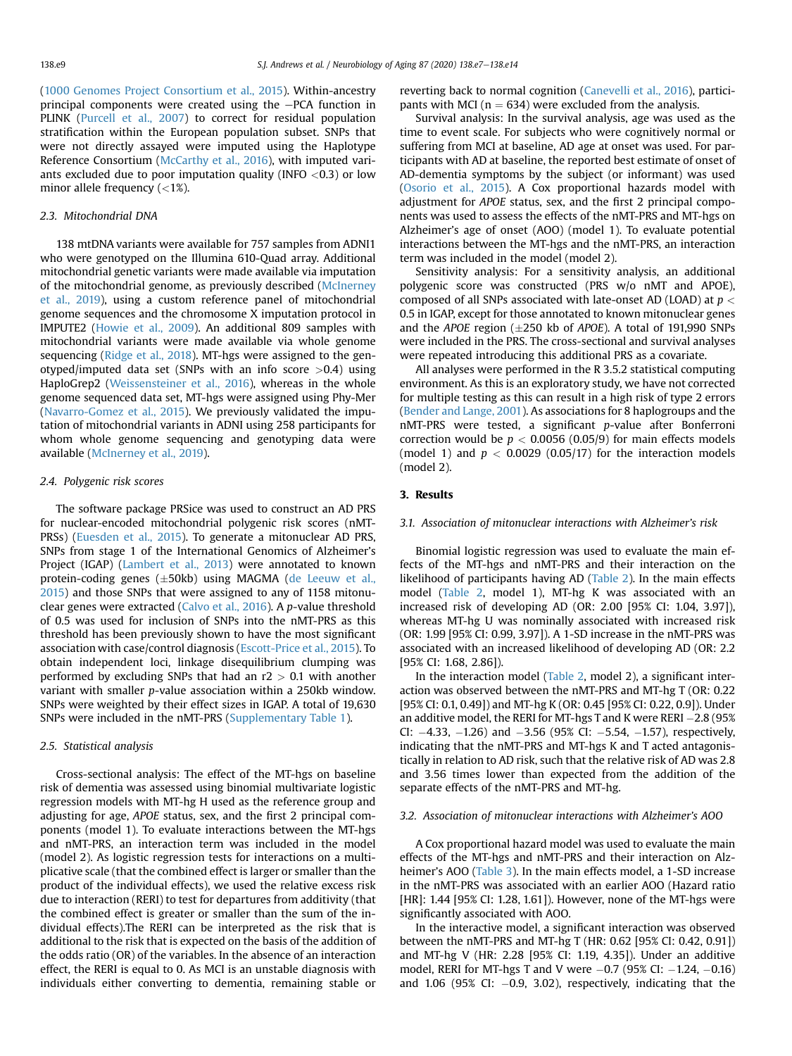(1000 Genomes Project Consortium et al., 2015). Within-ancestry principal components were created using the −PCA function in PLINK (Purcell et al., 2007) to correct for residual population stratification within the European population subset. SNPs that were not directly assayed were imputed using the Haplotype Reference Consortium (McCarthy et al., 2016), with imputed variants excluded due to poor imputation quality (INFO <0.3) or low minor allele frequency (<1%).

### 2.3. Mitochondrial DNA

138 mtDNA variants were available for 757 samples from ADNI1 who were genotyped on the Illumina 610-Quad array. Additional mitochondrial genetic variants were made available via imputation of the mitochondrial genome, as previously described (McInerney et al., 2019), using a custom reference panel of mitochondrial genome sequences and the chromosome X imputation protocol in IMPUTE2 (Howie et al., 2009). An additional 809 samples with mitochondrial variants were made available via whole genome sequencing (Ridge et al., 2018). MT-hgs were assigned to the genotyped/imputed data set (SNPs with an info score >0.4) using HaploGrep2 (Weissensteiner et al., 2016), whereas in the whole genome sequenced data set, MT-hgs were assigned using Phy-Mer (Navarro-Gomez et al., 2015). We previously validated the imputation of mitochondrial variants in ADNI using 258 participants for whom whole genome sequencing and genotyping data were available (McInerney et al., 2019).

### 2.4. Polygenic risk scores

The software package PRSice was used to construct an AD PRS for nuclear-encoded mitochondrial polygenic risk scores (nMT-PRSs) (Euesden et al., 2015). To generate a mitonuclear AD PRS, SNPs from stage 1 of the International Genomics of Alzheimer's Project (IGAP) (Lambert et al., 2013) were annotated to known protein-coding genes (±50kb) using MAGMA (de Leeuw et al., 2015) and those SNPs that were assigned to any of 1158 mitonuclear genes were extracted (Calvo et al., 2016). A *p*-value threshold of 0.5 was used for inclusion of SNPs into the nMT-PRS as this threshold has been previously shown to have the most significant association with case/control diagnosis (Escott-Price et al., 2015). To obtain independent loci, linkage disequilibrium clumping was performed by excluding SNPs that had an $r2 > 0.1$ with another variant with smaller *p*-value association within a 250kb window. SNPs were weighted by their effect sizes in IGAP. A total of 19,630 SNPs were included in the nMT-PRS (Supplementary Table 1).

### 2.5. Statistical analysis

Cross-sectional analysis: The effect of the MT-hgs on baseline risk of dementia was assessed using binomial multivariate logistic regression models with MT-hg H used as the reference group and adjusting for age, *APOE* status, sex, and the first 2 principal components (model 1). To evaluate interactions between the MT-hgs and nMT-PRS, an interaction term was included in the model (model 2). As logistic regression tests for interactions on a multiplicative scale (that the combined effect is larger or smaller than the product of the individual effects), we used the relative excess risk due to interaction (RERI) to test for departures from additivity (that the combined effect is greater or smaller than the sum of the individual effects).The RERI can be interpreted as the risk that is additional to the risk that is expected on the basis of the addition of the odds ratio (OR) of the variables. In the absence of an interaction effect, the RERI is equal to 0. As MCI is an unstable diagnosis with individuals either converting to dementia, remaining stable or reverting back to normal cognition (Canevelli et al., 2016), participants with MCI (n = 634) were excluded from the analysis.

Survival analysis: In the survival analysis, age was used as the time to event scale. For subjects who were cognitively normal or suffering from MCI at baseline, AD age at onset was used. For participants with AD at baseline, the reported best estimate of onset of AD-dementia symptoms by the subject (or informant) was used (Osorio et al., 2015). A Cox proportional hazards model with adjustment for *APOE* status, sex, and the first 2 principal components was used to assess the effects of the nMT-PRS and MT-hgs on Alzheimer's age of onset (AOO) (model 1). To evaluate potential interactions between the MT-hgs and the nMT-PRS, an interaction term was included in the model (model 2).

Sensitivity analysis: For a sensitivity analysis, an additional polygenic score was constructed (PRS w/o nMT and APOE), composed of all SNPs associated with late-onset AD (LOAD) at $p < 0.5$ in IGAP, except for those annotated to known mitonuclear genes and the *APOE* region (±250 kb of *APOE*). A total of 191,990 SNPs were included in the PRS. The cross-sectional and survival analyses were repeated introducing this additional PRS as a covariate.

All analyses were performed in the R 3.5.2 statistical computing environment. As this is an exploratory study, we have not corrected for multiple testing as this can result in a high risk of type 2 errors (Bender and Lange, 2001). As associations for 8 haplogroups and the nMT-PRS were tested, a significant *p*-value after Bonferroni correction would be $p < 0.0056$ (0.05/9) for main effects models (model 1) and $p < 0.0029$ (0.05/17) for the interaction models (model 2).

## 3. Results

### 3.1. Association of mitonuclear interactions with Alzheimer's risk

Binomial logistic regression was used to evaluate the main effects of the MT-hgs and nMT-PRS and their interaction on the likelihood of participants having AD (Table 2). In the main effects model (Table 2, model 1), MT-hg K was associated with an increased risk of developing AD (OR: 2.00 [95% CI: 1.04, 3.97]), whereas MT-hg U was nominally associated with increased risk (OR: 1.99 [95% CI: 0.99, 3.97]). A 1-SD increase in the nMT-PRS was associated with an increased likelihood of developing AD (OR: 2.2 [95% CI: 1.68, 2.86]).

In the interaction model (Table 2, model 2), a significant interaction was observed between the nMT-PRS and MT-hg T (OR: 0.22 [95% CI: 0.1, 0.49]) and MT-hg K (OR: 0.45 [95% CI: 0.22, 0.9]). Under an additive model, the RERI for MT-hgs T and K were RERI −2.8 (95% CI: −4.33, −1.26) and −3.56 (95% CI: −5.54, −1.57), respectively, indicating that the nMT-PRS and MT-hgs K and T acted antagonistically in relation to AD risk, such that the relative risk of AD was 2.8 and 3.56 times lower than expected from the addition of the separate effects of the nMT-PRS and MT-hg.

### 3.2. Association of mitonuclear interactions with Alzheimer's AOO

A Cox proportional hazard model was used to evaluate the main effects of the MT-hgs and nMT-PRS and their interaction on Alzheimer's AOO (Table 3). In the main effects model, a 1-SD increase in the nMT-PRS was associated with an earlier AOO (Hazard ratio [HR]: 1.44 [95% CI: 1.28, 1.61]). However, none of the MT-hgs were significantly associated with AOO.

In the interactive model, a significant interaction was observed between the nMT-PRS and MT-hg T (HR: 0.62 [95% CI: 0.42, 0.91]) and MT-hg V (HR: 2.28 [95% CI: 1.19, 4.35]). Under an additive model, RERI for MT-hgs T and V were −0.7 (95% CI: −1.24, −0.16) and 1.06 (95% CI: −0.9, 3.02), respectively, indicating that the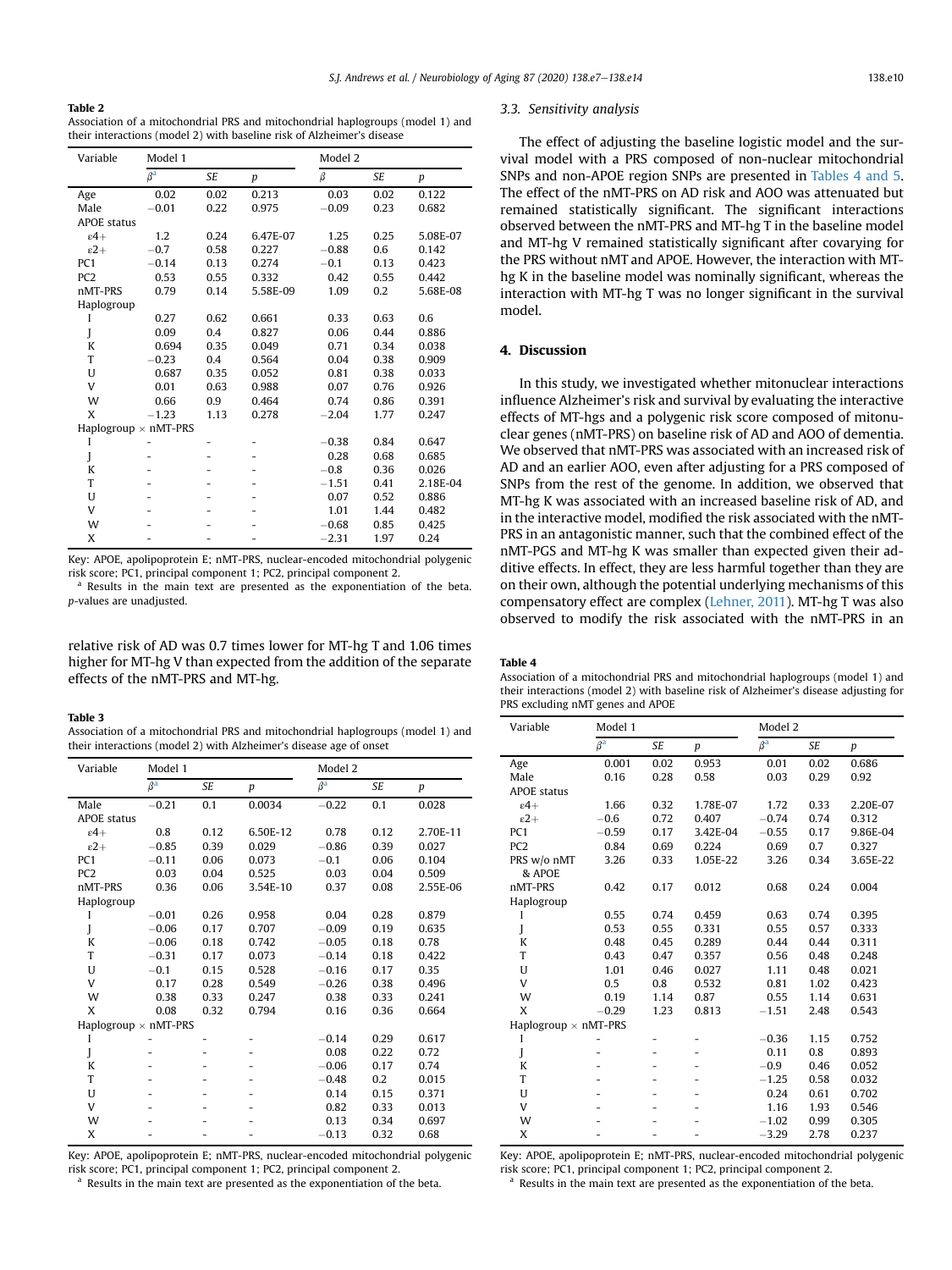**Table 2**
Association of a mitochondrial PRS and mitochondrial haplogroups (model 1) and their interactions (model 2) with baseline risk of Alzheimer's disease

| Variable | Model 1 | | | Model 2 | | |
|---|---|---|---|---|---|---|
| | β[a] | SE | p | β | SE | p |
| Age | 0.02 | 0.02 | 0.213 | 0.03 | 0.02 | 0.122 |
| Male | −0.01 | 0.22 | 0.975 | −0.09 | 0.23 | 0.682 |
| APOE status | | | | | | |
| ε4+ | 1.2 | 0.24 | 6.47E-07 | 1.25 | 0.25 | 5.08E-07 |
| ε2+ | −0.7 | 0.58 | 0.227 | −0.88 | 0.6 | 0.142 |
| PC1 | −0.14 | 0.13 | 0.274 | −0.1 | 0.13 | 0.423 |
| PC2 | 0.53 | 0.55 | 0.332 | 0.42 | 0.55 | 0.442 |
| nMT-PRS | 0.79 | 0.14 | 5.58E-09 | 1.09 | 0.2 | 5.68E-08 |
| Haplogroup | | | | | | |
| I | 0.27 | 0.62 | 0.661 | 0.33 | 0.63 | 0.6 |
| J | 0.09 | 0.4 | 0.827 | 0.06 | 0.44 | 0.886 |
| K | 0.694 | 0.35 | 0.049 | 0.71 | 0.34 | 0.038 |
| T | −0.23 | 0.4 | 0.564 | 0.04 | 0.38 | 0.909 |
| U | 0.687 | 0.35 | 0.052 | 0.81 | 0.38 | 0.033 |
| V | 0.01 | 0.63 | 0.988 | 0.07 | 0.76 | 0.926 |
| W | 0.66 | 0.9 | 0.464 | 0.74 | 0.86 | 0.391 |
| X | −1.23 | 1.13 | 0.278 | −2.04 | 1.77 | 0.247 |
| Haplogroup × nMT-PRS | | | | | | |
| I | - | - | - | −0.38 | 0.84 | 0.647 |
| J | - | - | - | 0.28 | 0.68 | 0.685 |
| K | - | - | - | −0.8 | 0.36 | 0.026 |
| T | - | - | - | −1.51 | 0.41 | 2.18E-04 |
| U | - | - | - | 0.07 | 0.52 | 0.886 |
| V | - | - | - | 1.01 | 1.44 | 0.482 |
| W | - | - | - | −0.68 | 0.85 | 0.425 |
| X | - | - | - | −2.31 | 1.97 | 0.24 |

Key: APOE, apolipoprotein E; nMT-PRS, nuclear-encoded mitochondrial polygenic risk score; PC1, principal component 1; PC2, principal component 2.
[a] Results in the main text are presented as the exponentiation of the beta. *p*-values are unadjusted.

relative risk of AD was 0.7 times lower for MT-hg T and 1.06 times higher for MT-hg V than expected from the addition of the separate effects of the nMT-PRS and MT-hg.

**Table 3**
Association of a mitochondrial PRS and mitochondrial haplogroups (model 1) and their interactions (model 2) with Alzheimer's disease age of onset

| Variable | Model 1 | | | Model 2 | | |
|---|---|---|---|---|---|---|
| | β[a] | SE | p | β[a] | SE | p |
| Male | −0.21 | 0.1 | 0.0034 | −0.22 | 0.1 | 0.028 |
| APOE status | | | | | | |
| ε4+ | 0.8 | 0.12 | 6.50E-12 | 0.78 | 0.12 | 2.70E-11 |
| ε2+ | −0.85 | 0.39 | 0.029 | −0.86 | 0.39 | 0.027 |
| PC1 | −0.11 | 0.06 | 0.073 | −0.1 | 0.06 | 0.104 |
| PC2 | 0.03 | 0.04 | 0.525 | 0.03 | 0.04 | 0.509 |
| nMT-PRS | 0.36 | 0.06 | 3.54E-10 | 0.37 | 0.08 | 2.55E-06 |
| Haplogroup | | | | | | |
| I | −0.01 | 0.26 | 0.958 | 0.04 | 0.28 | 0.879 |
| J | −0.06 | 0.17 | 0.707 | −0.09 | 0.19 | 0.635 |
| K | −0.06 | 0.18 | 0.742 | −0.05 | 0.18 | 0.78 |
| T | −0.31 | 0.17 | 0.073 | −0.14 | 0.18 | 0.422 |
| U | −0.1 | 0.15 | 0.528 | −0.16 | 0.17 | 0.35 |
| V | 0.17 | 0.28 | 0.549 | −0.26 | 0.38 | 0.496 |
| W | 0.38 | 0.33 | 0.247 | 0.38 | 0.33 | 0.241 |
| X | 0.08 | 0.32 | 0.794 | 0.16 | 0.36 | 0.664 |
| Haplogroup × nMT-PRS | | | | | | |
| I | - | - | - | −0.14 | 0.29 | 0.617 |
| J | - | - | - | 0.08 | 0.22 | 0.72 |
| K | - | - | - | −0.06 | 0.17 | 0.74 |
| T | - | - | - | −0.48 | 0.2 | 0.015 |
| U | - | - | - | 0.14 | 0.15 | 0.371 |
| V | - | - | - | 0.82 | 0.33 | 0.013 |
| W | - | - | - | 0.13 | 0.34 | 0.697 |
| X | - | - | - | −0.13 | 0.32 | 0.68 |

Key: APOE, apolipoprotein E; nMT-PRS, nuclear-encoded mitochondrial polygenic risk score; PC1, principal component 1; PC2, principal component 2.
[a] Results in the main text are presented as the exponentiation of the beta.

### 3.3. Sensitivity analysis

The effect of adjusting the baseline logistic model and the survival model with a PRS composed of non-nuclear mitochondrial SNPs and non-APOE region SNPs are presented in Tables 4 and 5. The effect of the nMT-PRS on AD risk and AOO was attenuated but remained statistically significant. The significant interactions observed between the nMT-PRS and MT-hg T in the baseline model and MT-hg V remained statistically significant after covarying for the PRS without nMT and APOE. However, the interaction with MT-hg K in the baseline model was nominally significant, whereas the interaction with MT-hg T was no longer significant in the survival model.

## 4. Discussion

In this study, we investigated whether mitonuclear interactions influence Alzheimer's risk and survival by evaluating the interactive effects of MT-hgs and a polygenic risk score composed of mitonuclear genes (nMT-PRS) on baseline risk of AD and AOO of dementia. We observed that nMT-PRS was associated with an increased risk of AD and an earlier AOO, even after adjusting for a PRS composed of SNPs from the rest of the genome. In addition, we observed that MT-hg K was associated with an increased baseline risk of AD, and in the interactive model, modified the risk associated with the nMT-PRS in an antagonistic manner, such that the combined effect of the nMT-PGS and MT-hg K was smaller than expected given their additive effects. In effect, they are less harmful together than they are on their own, although the potential underlying mechanisms of this compensatory effect are complex (Lehner, 2011). MT-hg T was also observed to modify the risk associated with the nMT-PRS in an

**Table 4**
Association of a mitochondrial PRS and mitochondrial haplogroups (model 1) and their interactions (model 2) with baseline risk of Alzheimer's disease adjusting for PRS excluding nMT genes and APOE

| Variable | Model 1 | | | Model 2 | | |
|---|---|---|---|---|---|---|
| | β[a] | SE | p | β[a] | SE | p |
| Age | 0.001 | 0.02 | 0.953 | 0.01 | 0.02 | 0.686 |
| Male | 0.16 | 0.28 | 0.58 | 0.03 | 0.29 | 0.92 |
| APOE status | | | | | | |
| ε4+ | 1.66 | 0.32 | 1.78E-07 | 1.72 | 0.33 | 2.20E-07 |
| ε2+ | −0.6 | 0.72 | 0.407 | −0.74 | 0.74 | 0.312 |
| PC1 | −0.59 | 0.17 | 3.42E-04 | −0.55 | 0.17 | 9.86E-04 |
| PC2 | 0.84 | 0.69 | 0.224 | 0.69 | 0.7 | 0.327 |
| PRS w/o nMT & APOE | 3.26 | 0.33 | 1.05E-22 | 3.26 | 0.34 | 3.65E-22 |
| nMT-PRS | 0.42 | 0.17 | 0.012 | 0.68 | 0.24 | 0.004 |
| Haplogroup | | | | | | |
| I | 0.55 | 0.74 | 0.459 | 0.63 | 0.74 | 0.395 |
| J | 0.53 | 0.55 | 0.331 | 0.55 | 0.57 | 0.333 |
| K | 0.48 | 0.45 | 0.289 | 0.44 | 0.44 | 0.311 |
| T | 0.43 | 0.47 | 0.357 | 0.56 | 0.48 | 0.248 |
| U | 1.01 | 0.46 | 0.027 | 1.11 | 0.48 | 0.021 |
| V | 0.5 | 0.8 | 0.532 | 0.81 | 1.02 | 0.423 |
| W | 0.19 | 1.14 | 0.87 | 0.55 | 1.14 | 0.631 |
| X | −0.29 | 1.23 | 0.813 | −1.51 | 2.48 | 0.543 |
| Haplogroup × nMT-PRS | | | | | | |
| I | - | - | - | −0.36 | 1.15 | 0.752 |
| J | - | - | - | 0.11 | 0.8 | 0.893 |
| K | - | - | - | −0.9 | 0.46 | 0.052 |
| T | - | - | - | −1.25 | 0.58 | 0.032 |
| U | - | - | - | 0.24 | 0.61 | 0.702 |
| V | - | - | - | 1.16 | 1.93 | 0.546 |
| W | - | - | - | −1.02 | 0.99 | 0.305 |
| X | - | - | - | −3.29 | 2.78 | 0.237 |

Key: APOE, apolipoprotein E; nMT-PRS, nuclear-encoded mitochondrial polygenic risk score; PC1, principal component 1; PC2, principal component 2.
[a] Results in the main text are presented as the exponentiation of the beta.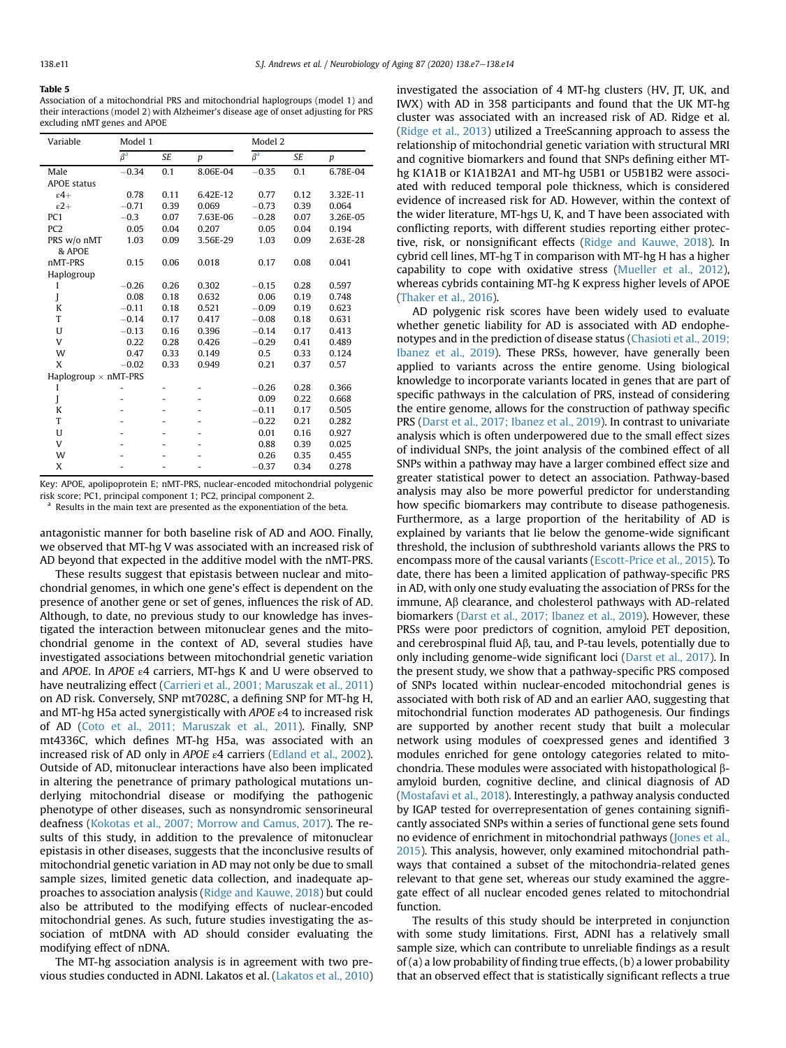**Table 5**
Association of a mitochondrial PRS and mitochondrial haplogroups (model 1) and their interactions (model 2) with Alzheimer's disease age of onset adjusting for PRS excluding nMT genes and APOE

| Variable | Model 1 | | | Model 2 | | |
|---|---|---|---|---|---|---|
| | $\beta$[a] | SE | p | $\beta$[a] | SE | p |
| Male | −0.34 | 0.1 | 8.06E-04 | −0.35 | 0.1 | 6.78E-04 |
| APOE status | | | | | | |
| ε4+ | 0.78 | 0.11 | 6.42E-12 | 0.77 | 0.12 | 3.32E-11 |
| ε2+ | −0.71 | 0.39 | 0.069 | −0.73 | 0.39 | 0.064 |
| PC1 | −0.3 | 0.07 | 7.63E-06 | −0.28 | 0.07 | 3.26E-05 |
| PC2 | 0.05 | 0.04 | 0.207 | 0.05 | 0.04 | 0.194 |
| PRS w/o nMT & APOE | 1.03 | 0.09 | 3.56E-29 | 1.03 | 0.09 | 2.63E-28 |
| nMT-PRS | 0.15 | 0.06 | 0.018 | 0.17 | 0.08 | 0.041 |
| Haplogroup | | | | | | |
| I | −0.26 | 0.26 | 0.302 | −0.15 | 0.28 | 0.597 |
| J | 0.08 | 0.18 | 0.632 | 0.06 | 0.19 | 0.748 |
| K | −0.11 | 0.18 | 0.521 | −0.09 | 0.19 | 0.623 |
| T | −0.14 | 0.17 | 0.417 | −0.08 | 0.18 | 0.631 |
| U | −0.13 | 0.16 | 0.396 | −0.14 | 0.17 | 0.413 |
| V | 0.22 | 0.28 | 0.426 | −0.29 | 0.41 | 0.489 |
| W | 0.47 | 0.33 | 0.149 | 0.5 | 0.33 | 0.124 |
| X | −0.02 | 0.33 | 0.949 | 0.21 | 0.37 | 0.57 |
| Haplogroup × nMT-PRS | | | | | | |
| I | - | - | - | −0.26 | 0.28 | 0.366 |
| J | - | - | - | 0.09 | 0.22 | 0.668 |
| K | - | - | - | −0.11 | 0.17 | 0.505 |
| T | - | - | - | −0.22 | 0.21 | 0.282 |
| U | - | - | - | 0.01 | 0.16 | 0.927 |
| V | - | - | - | 0.88 | 0.39 | 0.025 |
| W | - | - | - | 0.26 | 0.35 | 0.455 |
| X | - | - | - | −0.37 | 0.34 | 0.278 |

Key: APOE, apolipoprotein E; nMT-PRS, nuclear-encoded mitochondrial polygenic risk score; PC1, principal component 1; PC2, principal component 2.
[a] Results in the main text are presented as the exponentiation of the beta.

antagonistic manner for both baseline risk of AD and AOO. Finally, we observed that MT-hg V was associated with an increased risk of AD beyond that expected in the additive model with the nMT-PRS.

These results suggest that epistasis between nuclear and mitochondrial genomes, in which one gene's effect is dependent on the presence of another gene or set of genes, influences the risk of AD. Although, to date, no previous study to our knowledge has investigated the interaction between mitonuclear genes and the mitochondrial genome in the context of AD, several studies have investigated associations between mitochondrial genetic variation and *APOE*. In *APOE* ε4 carriers, MT-hgs K and U were observed to have neutralizing effect (Carrieri et al., 2001; Maruszak et al., 2011) on AD risk. Conversely, SNP mt7028C, a defining SNP for MT-hg H, and MT-hg H5a acted synergistically with *APOE* ε4 to increased risk of AD (Coto et al., 2011; Maruszak et al., 2011). Finally, SNP mt4336C, which defines MT-hg H5a, was associated with an increased risk of AD only in *APOE* ε4 carriers (Edland et al., 2002). Outside of AD, mitonuclear interactions have also been implicated in altering the penetrance of primary pathological mutations underlying mitochondrial disease or modifying the pathogenic phenotype of other diseases, such as nonsyndromic sensorineural deafness (Kokotas et al., 2007; Morrow and Camus, 2017). The results of this study, in addition to the prevalence of mitonuclear epistasis in other diseases, suggests that the inconclusive results of mitochondrial genetic variation in AD may not only be due to small sample sizes, limited genetic data collection, and inadequate approaches to association analysis (Ridge and Kauwe, 2018) but could also be attributed to the modifying effects of nuclear-encoded mitochondrial genes. As such, future studies investigating the association of mtDNA with AD should consider evaluating the modifying effect of nDNA.

The MT-hg association analysis is in agreement with two previous studies conducted in ADNI. Lakatos et al. (Lakatos et al., 2010) investigated the association of 4 MT-hg clusters (HV, JT, UK, and IWX) with AD in 358 participants and found that the UK MT-hg cluster was associated with an increased risk of AD. Ridge et al. (Ridge et al., 2013) utilized a TreeScanning approach to assess the relationship of mitochondrial genetic variation with structural MRI and cognitive biomarkers and found that SNPs defining either MT-hg K1A1B or K1A1B2A1 and MT-hg U5B1 or U5B1B2 were associated with reduced temporal pole thickness, which is considered evidence of increased risk for AD. However, within the context of the wider literature, MT-hgs U, K, and T have been associated with conflicting reports, with different studies reporting either protective, risk, or nonsignificant effects (Ridge and Kauwe, 2018). In cybrid cell lines, MT-hg T in comparison with MT-hg H has a higher capability to cope with oxidative stress (Mueller et al., 2012), whereas cybrids containing MT-hg K express higher levels of APOE (Thaker et al., 2016).

AD polygenic risk scores have been widely used to evaluate whether genetic liability for AD is associated with AD endophenotypes and in the prediction of disease status (Chasioti et al., 2019; Ibanez et al., 2019). These PRSs, however, have generally been applied to variants across the entire genome. Using biological knowledge to incorporate variants located in genes that are part of specific pathways in the calculation of PRS, instead of considering the entire genome, allows for the construction of pathway specific PRS (Darst et al., 2017; Ibanez et al., 2019). In contrast to univariate analysis which is often underpowered due to the small effect sizes of individual SNPs, the joint analysis of the combined effect of all SNPs within a pathway may have a larger combined effect size and greater statistical power to detect an association. Pathway-based analysis may also be more powerful predictor for understanding how specific biomarkers may contribute to disease pathogenesis. Furthermore, as a large proportion of the heritability of AD is explained by variants that lie below the genome-wide significant threshold, the inclusion of subthreshold variants allows the PRS to encompass more of the causal variants (Escott-Price et al., 2015). To date, there has been a limited application of pathway-specific PRS in AD, with only one study evaluating the association of PRSs for the immune, Aβ clearance, and cholesterol pathways with AD-related biomarkers (Darst et al., 2017; Ibanez et al., 2019). However, these PRSs were poor predictors of cognition, amyloid PET deposition, and cerebrospinal fluid Aβ, tau, and P-tau levels, potentially due to only including genome-wide significant loci (Darst et al., 2017). In the present study, we show that a pathway-specific PRS composed of SNPs located within nuclear-encoded mitochondrial genes is associated with both risk of AD and an earlier AAO, suggesting that mitochondrial function moderates AD pathogenesis. Our findings are supported by another recent study that built a molecular network using modules of coexpressed genes and identified 3 modules enriched for gene ontology categories related to mitochondria. These modules were associated with histopathological β-amyloid burden, cognitive decline, and clinical diagnosis of AD (Mostafavi et al., 2018). Interestingly, a pathway analysis conducted by IGAP tested for overrepresentation of genes containing significantly associated SNPs within a series of functional gene sets found no evidence of enrichment in mitochondrial pathways (Jones et al., 2015). This analysis, however, only examined mitochondrial pathways that contained a subset of the mitochondria-related genes relevant to that gene set, whereas our study examined the aggregate effect of all nuclear encoded genes related to mitochondrial function.

The results of this study should be interpreted in conjunction with some study limitations. First, ADNI has a relatively small sample size, which can contribute to unreliable findings as a result of (a) a low probability of finding true effects, (b) a lower probability that an observed effect that is statistically significant reflects a true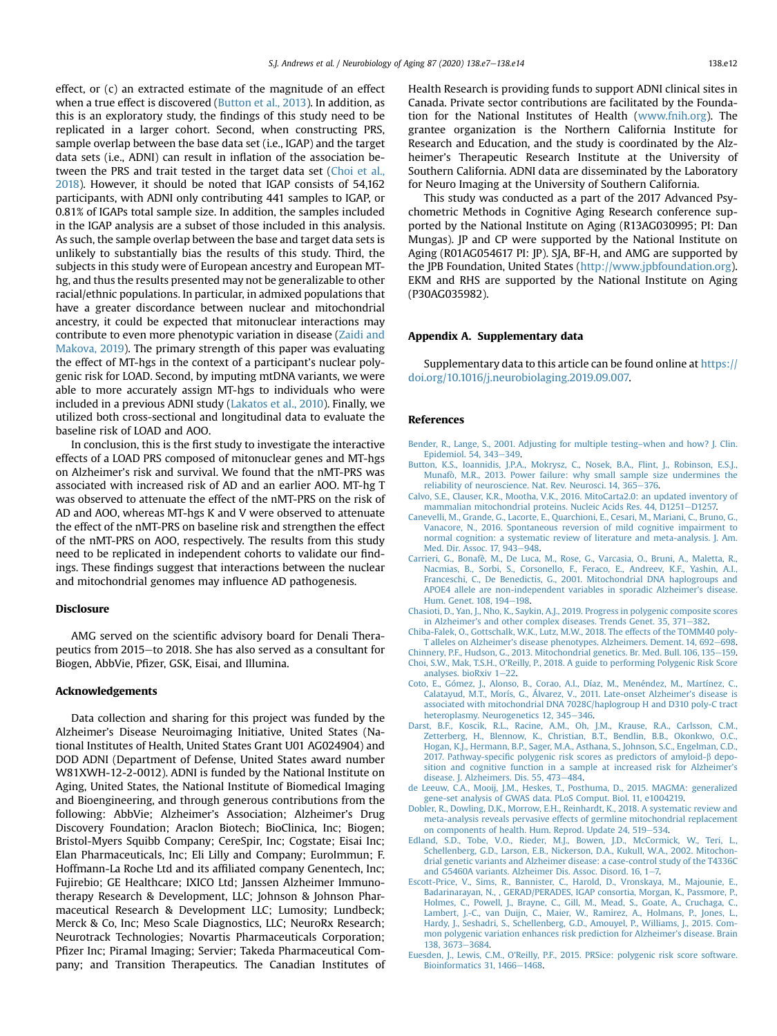effect, or (c) an extracted estimate of the magnitude of an effect when a true effect is discovered (Button et al., 2013). In addition, as this is an exploratory study, the findings of this study need to be replicated in a larger cohort. Second, when constructing PRS, sample overlap between the base data set (i.e., IGAP) and the target data sets (i.e., ADNI) can result in inflation of the association between the PRS and trait tested in the target data set (Choi et al., 2018). However, it should be noted that IGAP consists of 54,162 participants, with ADNI only contributing 441 samples to IGAP, or 0.81% of IGAPs total sample size. In addition, the samples included in the IGAP analysis are a subset of those included in this analysis. As such, the sample overlap between the base and target data sets is unlikely to substantially bias the results of this study. Third, the subjects in this study were of European ancestry and European MT-hg, and thus the results presented may not be generalizable to other racial/ethnic populations. In particular, in admixed populations that have a greater discordance between nuclear and mitochondrial ancestry, it could be expected that mitonuclear interactions may contribute to even more phenotypic variation in disease (Zaidi and Makova, 2019). The primary strength of this paper was evaluating the effect of MT-hgs in the context of a participant's nuclear polygenic risk for LOAD. Second, by imputing mtDNA variants, we were able to more accurately assign MT-hgs to individuals who were included in a previous ADNI study (Lakatos et al., 2010). Finally, we utilized both cross-sectional and longitudinal data to evaluate the baseline risk of LOAD and AOO.

In conclusion, this is the first study to investigate the interactive effects of a LOAD PRS composed of mitonuclear genes and MT-hgs on Alzheimer's risk and survival. We found that the nMT-PRS was associated with increased risk of AD and an earlier AOO. MT-hg T was observed to attenuate the effect of the nMT-PRS on the risk of AD and AOO, whereas MT-hgs K and V were observed to attenuate the effect of the nMT-PRS on baseline risk and strengthen the effect of the nMT-PRS on AOO, respectively. The results from this study need to be replicated in independent cohorts to validate our findings. These findings suggest that interactions between the nuclear and mitochondrial genomes may influence AD pathogenesis.

## Disclosure

AMG served on the scientific advisory board for Denali Therapeutics from 2015—to 2018. She has also served as a consultant for Biogen, AbbVie, Pfizer, GSK, Eisai, and Illumina.

## Acknowledgements

Data collection and sharing for this project was funded by the Alzheimer's Disease Neuroimaging Initiative, United States (National Institutes of Health, United States Grant U01 AG024904) and DOD ADNI (Department of Defense, United States award number W81XWH-12-2-0012). ADNI is funded by the National Institute on Aging, United States, the National Institute of Biomedical Imaging and Bioengineering, and through generous contributions from the following: AbbVie; Alzheimer's Association; Alzheimer's Drug Discovery Foundation; Araclon Biotech; BioClinica, Inc; Biogen; Bristol-Myers Squibb Company; CereSpir, Inc; Cogstate; Eisai Inc; Elan Pharmaceuticals, Inc; Eli Lilly and Company; EuroImmun; F. Hoffmann-La Roche Ltd and its affiliated company Genentech, Inc; Fujirebio; GE Healthcare; IXICO Ltd; Janssen Alzheimer Immunotherapy Research & Development, LLC; Johnson & Johnson Pharmaceutical Research & Development LLC; Lumosity; Lundbeck; Merck & Co, Inc; Meso Scale Diagnostics, LLC; NeuroRx Research; Neurotrack Technologies; Novartis Pharmaceuticals Corporation; Pfizer Inc; Piramal Imaging; Servier; Takeda Pharmaceutical Company; and Transition Therapeutics. The Canadian Institutes of Health Research is providing funds to support ADNI clinical sites in Canada. Private sector contributions are facilitated by the Foundation for the National Institutes of Health (www.fnih.org). The grantee organization is the Northern California Institute for Research and Education, and the study is coordinated by the Alzheimer's Therapeutic Research Institute at the University of Southern California. ADNI data are disseminated by the Laboratory for Neuro Imaging at the University of Southern California.

This study was conducted as a part of the 2017 Advanced Psychometric Methods in Cognitive Aging Research conference supported by the National Institute on Aging (R13AG030995; PI: Dan Mungas). JP and CP were supported by the National Institute on Aging (R01AG054617 PI: JP). SJA, BF-H, and AMG are supported by the JPB Foundation, United States (http://www.jpbfoundation.org). EKM and RHS are supported by the National Institute on Aging (P30AG035982).

## Appendix A. Supplementary data

Supplementary data to this article can be found online at https://doi.org/10.1016/j.neurobiolaging.2019.09.007.

## References

Bender, R., Lange, S., 2001. Adjusting for multiple testing–when and how? J. Clin. Epidemiol. 54, 343—349.

Button, K.S., Ioannidis, J.P.A., Mokrysz, C., Nosek, B.A., Flint, J., Robinson, E.S.J., Munafò, M.R., 2013. Power failure: why small sample size undermines the reliability of neuroscience. Nat. Rev. Neurosci. 14, 365—376.

Calvo, S.E., Clauser, K.R., Mootha, V.K., 2016. MitoCarta2.0: an updated inventory of mammalian mitochondrial proteins. Nucleic Acids Res. 44, D1251—D1257.

Canevelli, M., Grande, G., Lacorte, E., Quarchioni, E., Cesari, M., Mariani, C., Bruno, G., Vanacore, N., 2016. Spontaneous reversion of mild cognitive impairment to normal cognition: a systematic review of literature and meta-analysis. J. Am. Med. Dir. Assoc. 17, 943—948.

Carrieri, G., Bonafè, M., De Luca, M., Rose, G., Varcasia, O., Bruni, A., Maletta, R., Nacmias, B., Sorbi, S., Corsonello, F., Feraco, E., Andreev, K.F., Yashin, A.I., Franceschi, C., De Benedictis, G., 2001. Mitochondrial DNA haplogroups and APOE4 allele are non-independent variables in sporadic Alzheimer's disease. Hum. Genet. 108, 194—198.

Chasioti, D., Yan, J., Nho, K., Saykin, A.J., 2019. Progress in polygenic composite scores in Alzheimer's and other complex diseases. Trends Genet. 35, 371—382.

Chiba-Falek, O., Gottschalk, W.K., Lutz, M.W., 2018. The effects of the TOMM40 poly-T alleles on Alzheimer's disease phenotypes. Alzheimers. Dement. 14, 692—698.

Chinnery, P.F., Hudson, G., 2013. Mitochondrial genetics. Br. Med. Bull. 106, 135—159.

Choi, S.W., Mak, T.S.H., O'Reilly, P., 2018. A guide to performing Polygenic Risk Score analyses. bioRxiv 1—22.

Coto, E., Gómez, J., Alonso, B., Corao, A.I., Díaz, M., Menéndez, M., Martínez, C., Calatayud, M.T., Morís, G., Álvarez, V., 2011. Late-onset Alzheimer's disease is associated with mitochondrial DNA 7028C/haplogroup H and D310 poly-C tract heteroplasmy. Neurogenetics 12, 345—346.

Darst, B.F., Koscik, R.L., Racine, A.M., Oh, J.M., Krause, R.A., Carlsson, C.M., Zetterberg, H., Blennow, K., Christian, B.T., Bendlin, B.B., Okonkwo, O.C., Hogan, K.J., Hermann, B.P., Sager, M.A., Asthana, S., Johnson, S.C., Engelman, C.D., 2017. Pathway-specific polygenic risk scores as predictors of amyloid-β deposition and cognitive function in a sample at increased risk for Alzheimer's disease. J. Alzheimers. Dis. 55, 473—484.

de Leeuw, C.A., Mooij, J.M., Heskes, T., Posthuma, D., 2015. MAGMA: generalized gene-set analysis of GWAS data. PLoS Comput. Biol. 11, e1004219.

Dobler, R., Dowling, D.K., Morrow, E.H., Reinhardt, K., 2018. A systematic review and meta-analysis reveals pervasive effects of germline mitochondrial replacement on components of health. Hum. Reprod. Update 24, 519—534.

Edland, S.D., Tobe, V.O., Rieder, M.J., Bowen, J.D., McCormick, W., Teri, L., Schellenberg, G.D., Larson, E.B., Nickerson, D.A., Kukull, W.A., 2002. Mitochondrial genetic variants and Alzheimer disease: a case-control study of the T4336C and G5460A variants. Alzheimer Dis. Assoc. Disord. 16, 1—7.

Escott-Price, V., Sims, R., Bannister, C., Harold, D., Vronskaya, M., Majounie, E., Badarinarayan, N., , GERAD/PERADES, IGAP consortia, Morgan, K., Passmore, P., Holmes, C., Powell, J., Brayne, C., Gill, M., Mead, S., Goate, A., Cruchaga, C., Lambert, J.-C., van Duijn, C., Maier, W., Ramirez, A., Holmans, P., Jones, L., Hardy, J., Seshadri, S., Schellenberg, G.D., Amouyel, P., Williams, J., 2015. Common polygenic variation enhances risk prediction for Alzheimer's disease. Brain 138, 3673—3684.

Euesden, J., Lewis, C.M., O'Reilly, P.F., 2015. PRSice: polygenic risk score software. Bioinformatics 31, 1466—1468.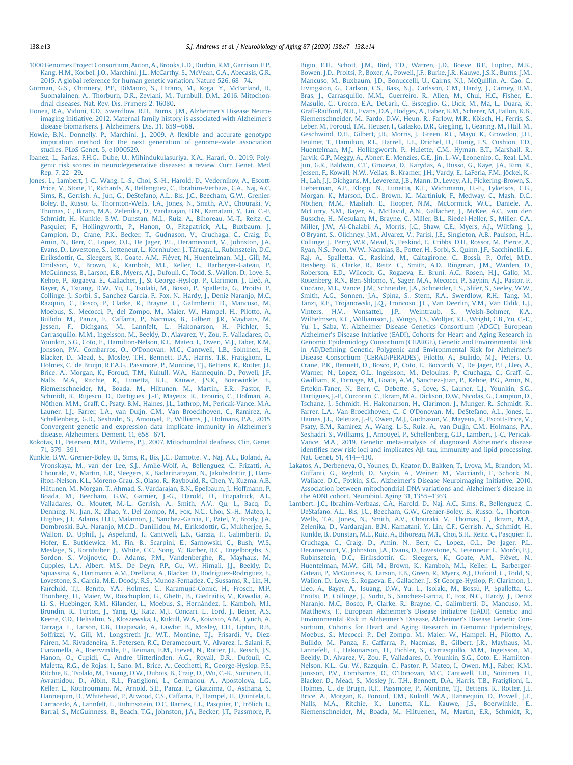1000 Genomes Project Consortium, Auton, A., Brooks, L.D., Durbin, R.M., Garrison, E.P., Kang, H.M., Korbel, J.O., Marchini, J.L., McCarthy, S., McVean, G.A., Abecasis, G.R., 2015. A global reference for human genetic variation. Nature 526, 68–74.

Gorman, G.S., Chinnery, P.F., DiMauro, S., Hirano, M., Koga, Y., McFarland, R., Suomalainen, A., Thorburn, D.R., Zeviani, M., Turnbull, D.M., 2016. Mitochondrial diseases. Nat. Rev. Dis. Primers 2, 16080.

Honea, R.A., Vidoni, E.D., Swerdlow, R.H., Burns, J.M., Alzheimer's Disease Neuroimaging Initiative, 2012. Maternal family history is associated with Alzheimer's disease biomarkers. J. Alzheimers. Dis. 31, 659–668.

Howie, B.N., Donnelly, P., Marchini, J., 2009. A flexible and accurate genotype imputation method for the next generation of genome-wide association studies. PLoS Genet. 5, e1000529.

Ibanez, L., Farias, F.H.G., Dube, U., Mihindukulasuriya, K.A., Harari, O., 2019. Polygenic risk scores in neurodegenerative diseases: a review. Curr. Genet. Med. Rep. 7, 22–29.

Jones, L., Lambert, J.-C., Wang, L.-S., Choi, S.-H., Harold, D., Vedernikov, A., Escott-Price, V., Stone, T., Richards, A., Bellenguez, C., Ibrahim-Verbaas, C.A., Naj, A.C., Sims, R., Gerrish, A., Jun, G., DeStefano, A.L., Bis, J.C., Beecham, G.W., Grenier-Boley, B., Russo, G., Thornton-Wells, T.A., Jones, N., Smith, A.V., Chouraki, V., Thomas, C., Ikram, M.A., Zelenika, D., Vardarajan, B.N., Kamatani, Y., Lin, C.-F., Schmidt, H., Kunkle, B.W., Dunstan, M.L., Ruiz, A., Bihoreau, M.-T., Reitz, C., Pasquier, F., Hollingworth, P., Hanon, O., Fitzpatrick, A.L., Buxbaum, J., Campion, D., Crane, P.K., Becker, T., Gudnason, V., Cruchaga, C., Craig, D., Amin, N., Berr, C., Lopez, O.L., De Jager, P.L., Deramecourt, V., Johnston, J.A., Evans, D., Lovestone, S., Letteneur, L., Kornhuber, J., Tárraga, L., Rubinsztein, D.C., Eiriksdottir, G., Sleegers, K., Goate, A.M., Fiévet, N., Huentelman, M.J., Gill, M., Emilsson, V., Brown, K., Kamboh, M.I., Keller, L., Barberger-Gateau, P., McGuinness, B., Larson, E.B., Myers, A.J., Dufouil, C., Todd, S., Wallon, D., Love, S., Kehoe, P., Rogaeva, E., Gallacher, J., St George-Hyslop, P., Clarimon, J., Lleò, A., Bayer, A., Tsuang, D.W., Yu, L., Tsolaki, M., Bossù, P., Spalletta, G., Proitsi, P., Collinge, J., Sorbi, S., Sanchez Garcia, F., Fox, N., Hardy, J., Deniz Naranjo, M.C., Razquin, C., Bosco, P., Clarke, R., Brayne, C., Galimberti, D., Mancuso, M., Moebus, S., Mecocci, P., del Zompo, M., Maier, W., Hampel, H., Pilotto, A., Bullido, M., Panza, F., Caffarra, P., Nacmias, B., Gilbert, J.R., Mayhaus, M., Jessen, F., Dichgans, M., Lannfelt, L., Hakonarson, H., Pichler, S., Carrasquillo, M.M., Ingelsson, M., Beekly, D., Alavarez, V., Zou, F., Valladares, O., Younkin, S.G., Coto, E., Hamilton-Nelson, K.L., Mateo, I., Owen, M.J., Faber, K.M., Jonsson, P.V., Combarros, O., O'Donovan, M.C., Cantwell, L.B., Soininen, H., Blacker, D., Mead, S., Mosley, T.H., Bennett, D.A., Harris, T.B., Fratiglioni, L., Holmes, C., de Bruijn, R.F.A.G., Passmore, P., Montine, T.J., Bettens, K., Rotter, J.I., Brice, A., Morgan, K., Foroud, T.M., Kukull, W.A., Hannequin, D., Powell, J.F., Nalls, M.A., Ritchie, K., Lunetta, K.L., Kauwe, J.S.K., Boerwinkle, E., Riemenschneider, M., Boada, M., Hiltunen, M., Martin, E.R., Pastor, P., Schmidt, R., Rujescu, D., Dartigues, J.-F., Mayeux, R., Tzourio, C., Hofman, A., Nöthen, M.M., Graff, C., Psaty, B.M., Haines, J.L., Lathrop, M., Pericak-Vance, M.A., Launer, L.J., Farrer, L.A., van Duijn, C.M., Van Broeckhoven, C., Ramirez, A., Schellenberg, G.D., Seshadri, S., Amouyel, P., Williams, J., Holmans, P.A., 2015. Convergent genetic and expression data implicate immunity in Alzheimer's disease. Alzheimers. Dement. 11, 658–671.

Kokotas, H., Petersen, M.B., Willems, P.J., 2007. Mitochondrial deafness. Clin. Genet. 71, 379–391.

Kunkle, B.W., Grenier-Boley, B., Sims, R., Bis, J.C., Damotte, V., Naj, A.C., Boland, A., Vronskaya, M., van der Lee, S.J., Amlie-Wolf, A., Bellenguez, C., Frizatti, A., Chouraki, V., Martin, E.R., Sleegers, K., Badarinarayan, N., Jakobsdottir, J., Hamilton-Nelson, K.L., Moreno-Grau, S., Olaso, R., Raybould, R., Chen, Y., Kuzma, A.B., Hiltunen, M., Morgan, T., Ahmad, S., Vardarajan, B.N., Epelbaum, J., Hoffmann, P., Boada, M., Beecham, G.W., Garnier, J.-G., Harold, D., Fitzpatrick, A.L., Valladares, O., Moutet, M.-L., Gerrish, A., Smith, A.V., Qu, L., Bacq, D., Denning, N., Jian, X., Zhao, Y., Del Zompo, M., Fox, N.C., Choi, S.-H., Mateo, I., Hughes, J.T., Adams, H.H., Malamon, J., Sanchez-Garcia, F., Patel, Y., Brody, J.A., Dombroski, B.A., Naranjo, M.C.D., Daniilidou, M., Eiriksdottir, G., Mukherjee, S., Wallon, D., Uphill, J., Aspelund, T., Cantwell, L.B., Garzia, F., Galimberti, D., Hofer, E., Butkiewicz, M., Fin, B., Scarpini, E., Sarnowski, C., Bush, W.S., Meslage, S., Kornhuber, J., White, C.C., Song, Y., Barber, R.C., Engelborghs, S., Sordon, S., Voijnovic, D., Adams, P.M., Vandenberghe, R., Mayhaus, M., Cupples, L.A., Albert, M.S., De Deyn, P.P., Gu, W., Himali, J.J., Beekly, D., Squassina, A., Hartmann, A.M., Orellana, A., Blacker, D., Rodriguez-Rodriguez, E., Lovestone, S., Garcia, M.E., Doody, R.S., Munoz-Fernadez, C., Sussams, R., Lin, H., Fairchild, T.J., Benito, Y.A., Holmes, C., Karamujić-Čomić, H., Frosch, M.P., Thonberg, H., Maier, W., Roschupkin, G., Ghetti, B., Giedraitis, V., Kawalia, A., Li, S., Huebinger, R.M., Kilander, L., Moebus, S., Hernández, I., Kamboh, M.I., Brundin, R., Turton, J., Yang, Q., Katz, M.J., Concari, L., Lord, J., Beiser, A.S., Keene, C.D., Helisalmi, S., Kloszewska, I., Kukull, W.A., Koivisto, A.M., Lynch, A., Tarraga, L., Larson, E.B., Haapasalo, A., Lawlor, B., Mosley, T.H., Lipton, R.B., Solfrizzi, V., Gill, M., Longstreth Jr., W.T., Montine, T.J., Frisardi, V., Diez-Fairen, M., Rivadeneira, F., Petersen, R.C., Deramecourt, V., Alvarez, I., Salani, F., Ciaramella, A., Boerwinkle, E., Reiman, E.M., Fievet, N., Rotter, J.I., Reisch, J.S., Hanon, O., Cupidi, C., Andre Uitterlinden, A.G., Royall, D.R., Dufouil, C., Maletta, R.G., de Rojas, I., Sano, M., Brice, A., Cecchetti, R., George-Hyslop, P.S., Ritchie, K., Tsolaki, M., Tsuang, D.W., Dubois, B., Craig, D., Wu, C.-K., Soininen, H., Avramidou, D., Albin, R.L., Fratiglioni, L., Germanou, A., Apostolova, L.G., Keller, L., Koutroumani, M., Arnold, S.E., Panza, F., Gkatzima, O., Asthana, S., Hannequin, D., Whitehead, P., Atwood, C.S., Caffarra, P., Hampel, H., Quintela, I., Carracedo, Á., Lannfelt, L., Rubinsztein, D.C., Barnes, L.L., Pasquier, F., Frölich, L., Barral, S., McGuinness, B., Beach, T.G., Johnston, J.A., Becker, J.T., Passmore, P., Bigio, E.H., Schott, J.M., Bird, T.D., Warren, J.D., Boeve, B.F., Lupton, M.K., Bowen, J.D., Proitsi, P., Boxer, A., Powell, J.F., Burke, J.R., Kauwe, J.S.K., Burns, J.M., Mancuso, M., Buxbaum, J.D., Bonuccelli, U., Cairns, N.J., McQuillin, A., Cao, C., Livingston, G., Carlson, C.S., Bass, N.J., Carlsson, C.M., Hardy, J., Carney, R.M., Bras, J., Carrasquillo, M.M., Guerreiro, R., Allen, M., Chui, H.C., Fisher, E., Masullo, C., Crocco, E.A., DeCarli, C., Bisceglio, G., Dick, M., Ma, L., Duara, R., Graff-Radford, N.R., Evans, D.A., Hodges, A., Faber, K.M., Scherer, M., Fallon, K.B., Riemenschneider, M., Fardo, D.W., Heun, R., Farlow, M.R., Kölsch, H., Ferris, S., Leber, M., Foroud, T.M., Heuser, I., Galasko, D.R., Giegling, I., Gearing, M., Hüll, M., Geschwind, D.H., Gilbert, J.R., Morris, J., Green, R.C., Mayo, K., Growdon, J.H., Feulner, T., Hamilton, R.L., Harrell, L.E., Drichel, D., Honig, L.S., Cushion, T.D., Huentelman, M.J., Hollingworth, P., Hulette, C.M., Hyman, B.T., Marshall, R., Jarvik, G.P., Meggy, A., Abner, E., Menzies, G.E., Jin, L.-W., Leonenko, G., Real, L.M., Jun, G.R., Baldwin, C.T., Grozeva, D., Karydas, A., Russo, G., Kaye, J.A., Kim, R., Jessen, F., Kowall, N.W., Vellas, B., Kramer, J.H., Vardy, E., LaFerla, F.M., Jöckel, K.-H., Lah, J.J., Dichgans, M., Leverenz, J.B., Mann, D., Levey, A.I., Pickering-Brown, S., Lieberman, A.P., Klopp, N., Lunetta, K.L., Wichmann, H.-E., Lyketsos, C.G., Morgan, K., Marson, D.C., Brown, K., Martiniuk, F., Medway, C., Mash, D.C., Nöthen, M.M., Masliah, E., Hooper, N.M., McCormick, W.C., Daniele, A., McCurry, S.M., Bayer, A., McDavid, A.N., Gallacher, J., McKee, A.C., van den Bussche, H., Mesulam, M., Brayne, C., Miller, B.L., Riedel-Heller, S., Miller, C.A., Miller, J.W., Al-Chalabi, A., Morris, J.C., Shaw, C.E., Myers, A.J., Wiltfang, J., O'Bryant, S., Olichney, J.M., Alvarez, V., Parisi, J.E., Singleton, A.B., Paulson, H.L., Collinge, J., Perry, W.R., Mead, S., Peskind, E., Cribbs, D.H., Rossor, M., Pierce, A., Ryan, N.S., Poon, W.W., Nacmias, B., Potter, H., Sorbi, S., Quinn, J.F., Sacchinelli, E., Raj, A., Spalletta, G., Raskind, M., Caltagirone, C., Bossù, P., Orfei, M.D., Reisberg, B., Clarke, R., Reitz, C., Smith, A.D., Ringman, J.M., Warden, D., Roberson, E.D., Wilcock, G., Rogaeva, E., Bruni, A.C., Rosen, H.J., Gallo, M., Rosenberg, R.N., Ben-Shlomo, Y., Sager, M.A., Mecocci, P., Saykin, A.J., Pastor, P., Cuccaro, M.L., Vance, J.M., Schneider, J.A., Schneider, L.S., Slifer, S., Seeley, W.W., Smith, A.G., Sonnen, J.A., Spina, S., Stern, R.A., Swerdlow, R.H., Tang, M., Tanzi, R.E., Trojanowski, J.Q., Troncoso, J.C., Van Deerlin, V.M., Van Eldik, L.J., Vinters, H.V., Vonsattel, J.P., Weintraub, S., Welsh-Bohmer, K.A., Wilhelmsen, K.C., Williamson, J., Wingo, T.S., Woltjer, R.L., Wright, C.B., Yu, C.-E., Yu, L., Saba, Y., Alzheimer Disease Genetics Consortium (ADGC), European Alzheimer's Disease Initiative (EADI), Cohorts for Heart and Aging Research in Genomic Epidemiology Consortium (CHARGE), Genetic and Environmental Risk in AD/Defining Genetic, Polygenic and Environmental Risk for Alzheimer's Disease Consortium (GERAD/PERADES), Pilotto, A., Bullido, M.J., Peters, O., Crane, P.K., Bennett, D., Bosco, P., Coto, E., Boccardi, V., De Jager, P.L., Lleo, A., Warner, N., Lopez, O.L., Ingelsson, M., Deloukas, P., Cruchaga, C., Graff, C., Gwilliam, R., Fornage, M., Goate, A.M., Sanchez-Juan, P., Kehoe, P.G., Amin, N., Ertekin-Taner, N., Berr, C., Debette, S., Love, S., Launer, L.J., Younkin, S.G., Dartigues, J.-F., Corcoran, C., Ikram, M.A., Dickson, D.W., Nicolas, G., Campion, D., Tschanz, J., Schmidt, H., Hakonarson, H., Clarimon, J., Munger, R., Schmidt, R., Farrer, L.A., Van Broeckhoven, C., C O'Donovan, M., DeStefano, A.L., Jones, L., Haines, J.L., Deleuze, J.-F., Owen, M.J., Gudnason, V., Mayeux, R., Escott-Price, V., Psaty, B.M., Ramirez, A., Wang, L.-S., Ruiz, A., van Duijn, C.M., Holmans, P.A., Seshadri, S., Williams, J., Amouyel, P., Schellenberg, G.D., Lambert, J.-C., Pericak-Vance, M.A., 2019. Genetic meta-analysis of diagnosed Alzheimer's disease identifies new risk loci and implicates Aβ, tau, immunity and lipid processing. Nat. Genet. 51, 414–430.

Lakatos, A., Derbeneva, O., Younes, D., Keator, D., Bakken, T., Lvova, M., Brandon, M., Guffanti, G., Reglodi, D., Saykin, A., Weiner, M., Macciardi, F., Schork, N., Wallace, D.C., Potkin, S.G., Alzheimer's Disease Neuroimaging Initiative, 2010. Association between mitochondrial DNA variations and Alzheimer's disease in the ADNI cohort. Neurobiol. Aging 31, 1355–1363.

Lambert, J.C., Ibrahim-Verbaas, C.A., Harold, D., Naj, A.C., Sims, R., Bellenguez, C., DeStafano, A.L., Bis, J.C., Beecham, G.W., Grenier-Boley, B., Russo, G., Thorton-Wells, T.A., Jones, N., Smith, A.V., Chouraki, V., Thomas, C., Ikram, M.A., Zelenika, D., Vardarajan, B.N., Kamatani, Y., Lin, C.F., Gerrish, A., Schmidt, H., Kunkle, B., Dunstan, M.L., Ruiz, A., Bihoreau, M.T., Choi, S.H., Reitz, C., Pasquier, F., Cruchaga, C., Craig, D., Amin, N., Berr, C., Lopez, O.L., De Jager, P.L., Deramecourt, V., Johnston, J.A., Evans, D., Lovestone, S., Letenneur, L., Morón, F.J., Rubinsztein, D.C., Eiriksdottir, G., Sleegers, K., Goate, A.M., Fiévet, N., Huentelman, M.W., Gill, M., Brown, K., Kamboh, M.I., Keller, L., Barberger-Gateau, P., McGuiness, B., Larson, E.B., Green, R., Myers, A.J., Dufouil, C., Todd, S., Wallon, D., Love, S., Rogaeva, E., Gallacher, J., St George-Hyslop, P., Clarimon, J., Lleo, A., Bayer, A., Tsuang, D.W., Yu, L., Tsolaki, M., Bossù, P., Spalletta, G., Proitsi, P., Collinge, J., Sorbi, S., Sanchez-Garcia, F., Fox, N.C., Hardy, J., Deniz Naranjo, M.C., Bosco, P., Clarke, R., Brayne, C., Galimberti, D., Mancuso, M., Matthews, F., European Alzheimer's Disease Initiative (EADI), Genetic and Environmental Risk in Alzheimer's Disease, Alzheimer's Disease Genetic Consortium, Cohorts for Heart and Aging Research in Genomic Epidemiology, Moebus, S., Mecocci, P., Del Zompo, M., Maier, W., Hampel, H., Pilotto, A., Bullido, M., Panza, F., Caffarra, P., Nacmias, B., Gilbert, J.R., Mayhaus, M., Lannefelt, L., Hakonarson, H., Pichler, S., Carrasquillo, M.M., Ingelsson, M., Beekly, D., Alvarez, V., Zou, F., Valladares, O., Younkin, S.G., Coto, E., Hamilton-Nelson, K.L., Gu, W., Razquin, C., Pastor, P., Mateo, I., Owen, M.J., Faber, K.M., Jonsson, P.V., Combarros, O., O'Donovan, M.C., Cantwell, L.B., Soininen, H., Blacker, D., Mead, S., Mosley Jr., T.H., Bennett, D.A., Harris, T.B., Fratiglioni, L., Holmes, C., de Bruijn, R.F., Passmore, P., Montine, T.J., Bettens, K., Rotter, J.I., Brice, A., Morgan, K., Foroud, T.M., Kukull, W.A., Hannequin, D., Powell, J.F., Nalls, M.A., Ritchie, K., Lunetta, K.L., Kauwe, J.S., Boerwinkle, E., Riemenschneider, M., Boada, M., Hiltuenen, M., Martin, E.R., Schmidt, R.,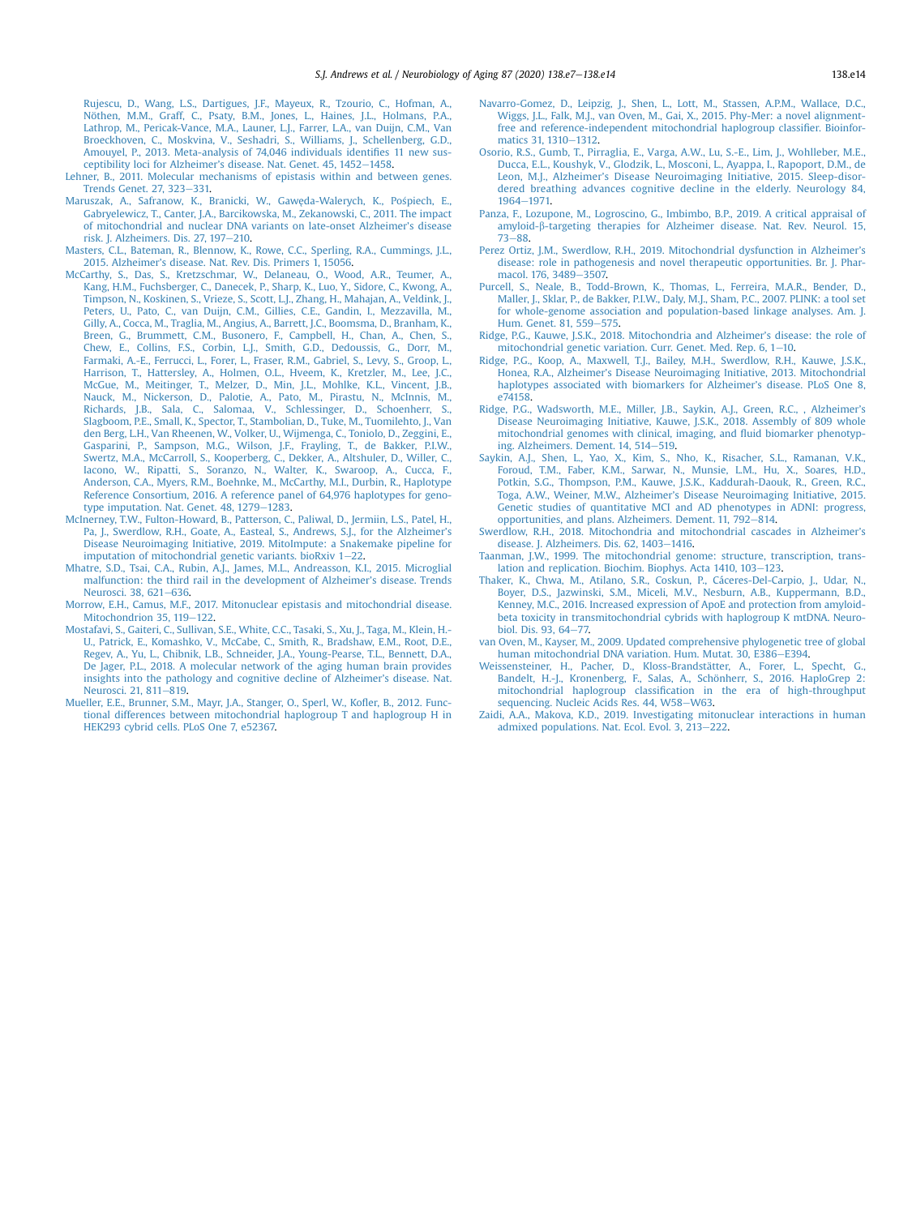Rujescu, D., Wang, L.S., Dartigues, J.F., Mayeux, R., Tzourio, C., Hofman, A., Nöthen, M.M., Graff, C., Psaty, B.M., Jones, L., Haines, J.L., Holmans, P.A., Lathrop, M., Pericak-Vance, M.A., Launer, L.J., Farrer, L.A., van Duijn, C.M., Van Broeckhoven, C., Moskvina, V., Seshadri, S., Williams, J., Schellenberg, G.D., Amouyel, P., 2013. Meta-analysis of 74,046 individuals identifies 11 new susceptibility loci for Alzheimer's disease. Nat. Genet. 45, 1452–1458.

Lehner, B., 2011. Molecular mechanisms of epistasis within and between genes. Trends Genet. 27, 323–331.

Maruszak, A., Safranow, K., Branicki, W., Gawęda-Walerych, K., Pośpiech, E., Gabryelewicz, T., Canter, J.A., Barcikowska, M., Zekanowski, C., 2011. The impact of mitochondrial and nuclear DNA variants on late-onset Alzheimer's disease risk. J. Alzheimers. Dis. 27, 197–210.

Masters, C.L., Bateman, R., Blennow, K., Rowe, C.C., Sperling, R.A., Cummings, J.L., 2015. Alzheimer's disease. Nat. Rev. Dis. Primers 1, 15056.

McCarthy, S., Das, S., Kretzschmar, W., Delaneau, O., Wood, A.R., Teumer, A., Kang, H.M., Fuchsberger, C., Danecek, P., Sharp, K., Luo, Y., Sidore, C., Kwong, A., Timpson, N., Koskinen, S., Vrieze, S., Scott, L.J., Zhang, H., Mahajan, A., Veldink, J., Peters, U., Pato, C., van Duijn, C.M., Gillies, C.E., Gandin, I., Mezzavilla, M., Gilly, A., Cocca, M., Traglia, M., Angius, A., Barrett, J.C., Boomsma, D., Branham, K., Breen, G., Brummett, C.M., Busonero, F., Campbell, H., Chan, A., Chen, S., Chew, E., Collins, F.S., Corbin, L.J., Smith, G.D., Dedoussis, G., Dorr, M., Farmaki, A.-E., Ferrucci, L., Forer, L., Fraser, R.M., Gabriel, S., Levy, S., Groop, L., Harrison, T., Hattersley, A., Holmen, O.L., Hveem, K., Kretzler, M., Lee, J.C., McGue, M., Meitinger, T., Melzer, D., Min, J.L., Mohlke, K.L., Vincent, J.B., Nauck, M., Nickerson, D., Palotie, A., Pato, M., Pirastu, N., McInnis, M., Richards, J.B., Sala, C., Salomaa, V., Schlessinger, D., Schoenherr, S., Slagboom, P.E., Small, K., Spector, T., Stambolian, D., Tuke, M., Tuomilehto, J., Van den Berg, L.H., Van Rheenen, W., Volker, U., Wijmenga, C., Toniolo, D., Zeggini, E., Gasparini, P., Sampson, M.G., Wilson, J.F., Frayling, T., de Bakker, P.I.W., Swertz, M.A., McCarroll, S., Kooperberg, C., Dekker, A., Altshuler, D., Willer, C., Iacono, W., Ripatti, S., Soranzo, N., Walter, K., Swaroop, A., Cucca, F., Anderson, C.A., Myers, R.M., Boehnke, M., McCarthy, M.I., Durbin, R., Haplotype Reference Consortium, 2016. A reference panel of 64,976 haplotypes for genotype imputation. Nat. Genet. 48, 1279–1283.

McInerney, T.W., Fulton-Howard, B., Patterson, C., Paliwal, D., Jermiin, L.S., Patel, H., Pa, J., Swerdlow, R.H., Goate, A., Easteal, S., Andrews, S.J., for the Alzheimer's Disease Neuroimaging Initiative, 2019. MitoImpute: a Snakemake pipeline for imputation of mitochondrial genetic variants. bioRxiv 1–22.

Mhatre, S.D., Tsai, C.A., Rubin, A.J., James, M.L., Andreasson, K.I., 2015. Microglial malfunction: the third rail in the development of Alzheimer's disease. Trends Neurosci. 38, 621–636.

Morrow, E.H., Camus, M.F., 2017. Mitonuclear epistasis and mitochondrial disease. Mitochondrion 35, 119–122.

Mostafavi, S., Gaiteri, C., Sullivan, S.E., White, C.C., Tasaki, S., Xu, J., Taga, M., Klein, H.-U., Patrick, E., Komashko, V., McCabe, C., Smith, R., Bradshaw, E.M., Root, D.E., Regev, A., Yu, L., Chibnik, L.B., Schneider, J.A., Young-Pearse, T.L., Bennett, D.A., De Jager, P.L., 2018. A molecular network of the aging human brain provides insights into the pathology and cognitive decline of Alzheimer's disease. Nat. Neurosci. 21, 811–819.

Mueller, E.E., Brunner, S.M., Mayr, J.A., Stanger, O., Sperl, W., Kofler, B., 2012. Functional differences between mitochondrial haplogroup T and haplogroup H in HEK293 cybrid cells. PLoS One 7, e52367.

Navarro-Gomez, D., Leipzig, J., Shen, L., Lott, M., Stassen, A.P.M., Wallace, D.C., Wiggs, J.L., Falk, M.J., van Oven, M., Gai, X., 2015. Phy-Mer: a novel alignment-free and reference-independent mitochondrial haplogroup classifier. Bioinformatics 31, 1310–1312.

Osorio, R.S., Gumb, T., Pirraglia, E., Varga, A.W., Lu, S.-E., Lim, J., Wohlleber, M.E., Ducca, E.L., Koushyk, V., Glodzik, L., Mosconi, L., Ayappa, I., Rapoport, D.M., de Leon, M.J., Alzheimer's Disease Neuroimaging Initiative, 2015. Sleep-disordered breathing advances cognitive decline in the elderly. Neurology 84, 1964–1971.

Panza, F., Lozupone, M., Logroscino, G., Imbimbo, B.P., 2019. A critical appraisal of amyloid-β-targeting therapies for Alzheimer disease. Nat. Rev. Neurol. 15, 73–88.

Perez Ortiz, J.M., Swerdlow, R.H., 2019. Mitochondrial dysfunction in Alzheimer's disease: role in pathogenesis and novel therapeutic opportunities. Br. J. Pharmacol. 176, 3489–3507.

Purcell, S., Neale, B., Todd-Brown, K., Thomas, L., Ferreira, M.A.R., Bender, D., Maller, J., Sklar, P., de Bakker, P.I.W., Daly, M.J., Sham, P.C., 2007. PLINK: a tool set for whole-genome association and population-based linkage analyses. Am. J. Hum. Genet. 81, 559–575.

Ridge, P.G., Kauwe, J.S.K., 2018. Mitochondria and Alzheimer's disease: the role of mitochondrial genetic variation. Curr. Genet. Med. Rep. 6, 1–10.

Ridge, P.G., Koop, A., Maxwell, T.J., Bailey, M.H., Swerdlow, R.H., Kauwe, J.S.K., Honea, R.A., Alzheimer's Disease Neuroimaging Initiative, 2013. Mitochondrial haplotypes associated with biomarkers for Alzheimer's disease. PLoS One 8, e74158.

Ridge, P.G., Wadsworth, M.E., Miller, J.B., Saykin, A.J., Green, R.C., , Alzheimer's Disease Neuroimaging Initiative, Kauwe, J.S.K., 2018. Assembly of 809 whole mitochondrial genomes with clinical, imaging, and fluid biomarker phenotyping. Alzheimers. Dement. 14, 514–519.

Saykin, A.J., Shen, L., Yao, X., Kim, S., Nho, K., Risacher, S.L., Ramanan, V.K., Foroud, T.M., Faber, K.M., Sarwar, N., Munsie, L.M., Hu, X., Soares, H.D., Potkin, S.G., Thompson, P.M., Kauwe, J.S.K., Kaddurah-Daouk, R., Green, R.C., Toga, A.W., Weiner, M.W., Alzheimer's Disease Neuroimaging Initiative, 2015. Genetic studies of quantitative MCI and AD phenotypes in ADNI: progress, opportunities, and plans. Alzheimers. Dement. 11, 792–814.

Swerdlow, R.H., 2018. Mitochondria and mitochondrial cascades in Alzheimer's disease. J. Alzheimers. Dis. 62, 1403–1416.

Taanman, J.W., 1999. The mitochondrial genome: structure, transcription, translation and replication. Biochim. Biophys. Acta 1410, 103–123.

Thaker, K., Chwa, M., Atilano, S.R., Coskun, P., Cáceres-Del-Carpio, J., Udar, N., Boyer, D.S., Jazwinski, S.M., Miceli, M.V., Nesburn, A.B., Kuppermann, B.D., Kenney, M.C., 2016. Increased expression of ApoE and protection from amyloid-beta toxicity in transmitochondrial cybrids with haplogroup K mtDNA. Neurobiol. Dis. 93, 64–77.

van Oven, M., Kayser, M., 2009. Updated comprehensive phylogenetic tree of global human mitochondrial DNA variation. Hum. Mutat. 30, E386–E394.

Weissensteiner, H., Pacher, D., Kloss-Brandstätter, A., Forer, L., Specht, G., Bandelt, H.-J., Kronenberg, F., Salas, A., Schönherr, S., 2016. HaploGrep 2: mitochondrial haplogroup classification in the era of high-throughput sequencing. Nucleic Acids Res. 44, W58–W63.

Zaidi, A.A., Makova, K.D., 2019. Investigating mitonuclear interactions in human admixed populations. Nat. Ecol. Evol. 3, 213–222.